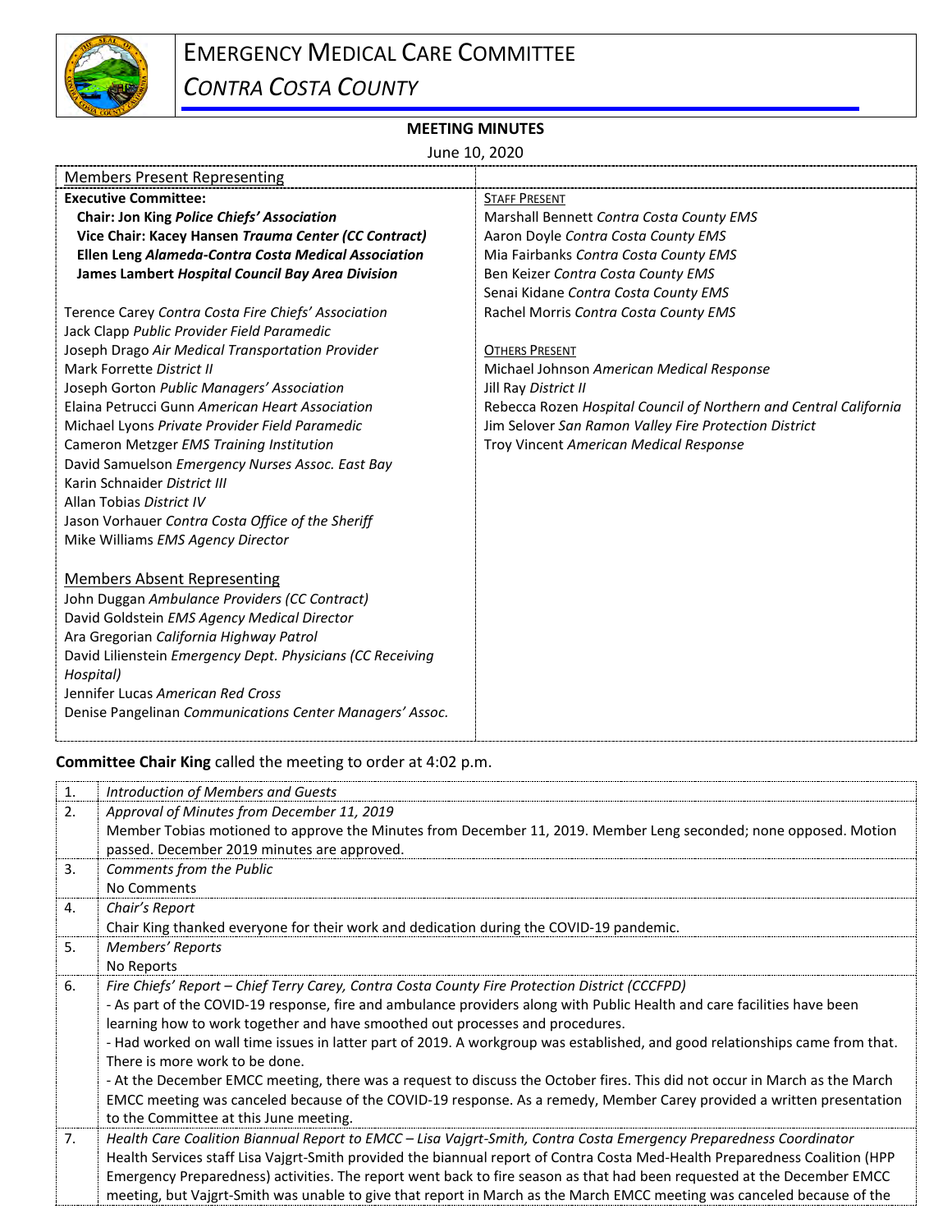# EMERGENCY MEDICAL CARE COMMITTEE

## *CONTRA COSTA COUNTY*

**MEETING MINUTES**

June 10, 2020

| Members Present Representing | |
|---|---|
| **Executive Committee:** | STAFF PRESENT |
| **Chair: Jon King *Police Chiefs' Association*** | Marshall Bennett *Contra Costa County EMS* |
| **Vice Chair: Kacey Hansen *Trauma Center (CC Contract)*** | Aaron Doyle *Contra Costa County EMS* |
| **Ellen Leng *Alameda-Contra Costa Medical Association*** | Mia Fairbanks *Contra Costa County EMS* |
| **James Lambert *Hospital Council Bay Area Division*** | Ben Keizer *Contra Costa County EMS* |
| | Senai Kidane *Contra Costa County EMS* |
| Terence Carey *Contra Costa Fire Chiefs' Association* | Rachel Morris *Contra Costa County EMS* |
| Jack Clapp *Public Provider Field Paramedic* | |
| Joseph Drago *Air Medical Transportation Provider* | OTHERS PRESENT |
| Mark Forrette *District II* | Michael Johnson *American Medical Response* |
| Joseph Gorton *Public Managers' Association* | Jill Ray *District II* |
| Elaina Petrucci Gunn *American Heart Association* | Rebecca Rozen *Hospital Council of Northern and Central California* |
| Michael Lyons *Private Provider Field Paramedic* | Jim Selover *San Ramon Valley Fire Protection District* |
| Cameron Metzger *EMS Training Institution* | Troy Vincent *American Medical Response* |
| David Samuelson *Emergency Nurses Assoc. East Bay* | |
| Karin Schnaider *District III* | |
| Allan Tobias *District IV* | |
| Jason Vorhauer *Contra Costa Office of the Sheriff* | |
| Mike Williams *EMS Agency Director* | |
| | |
| Members Absent Representing | |
| John Duggan *Ambulance Providers (CC Contract)* | |
| David Goldstein *EMS Agency Medical Director* | |
| Ara Gregorian *California Highway Patrol* | |
| David Lilienstein *Emergency Dept. Physicians (CC Receiving Hospital)* | |
| Jennifer Lucas *American Red Cross* | |
| Denise Pangelinan *Communications Center Managers' Assoc.* | |

**Committee Chair King** called the meeting to order at 4:02 p.m.

| | |
|---|---|
| 1. | *Introduction of Members and Guests* |
| 2. | *Approval of Minutes from December 11, 2019*<br>Member Tobias motioned to approve the Minutes from December 11, 2019. Member Leng seconded; none opposed. Motion passed. December 2019 minutes are approved. |
| 3. | *Comments from the Public*<br>No Comments |
| 4. | *Chair's Report*<br>Chair King thanked everyone for their work and dedication during the COVID-19 pandemic. |
| 5. | *Members' Reports*<br>No Reports |
| 6. | *Fire Chiefs' Report – Chief Terry Carey, Contra Costa County Fire Protection District (CCCFPD)*<br>- As part of the COVID-19 response, fire and ambulance providers along with Public Health and care facilities have been learning how to work together and have smoothed out processes and procedures.<br>- Had worked on wall time issues in latter part of 2019. A workgroup was established, and good relationships came from that. There is more work to be done.<br>- At the December EMCC meeting, there was a request to discuss the October fires. This did not occur in March as the March EMCC meeting was canceled because of the COVID-19 response. As a remedy, Member Carey provided a written presentation to the Committee at this June meeting. |
| 7. | *Health Care Coalition Biannual Report to EMCC – Lisa Vajgrt-Smith, Contra Costa Emergency Preparedness Coordinator*<br>Health Services staff Lisa Vajgrt-Smith provided the biannual report of Contra Costa Med-Health Preparedness Coalition (HPP Emergency Preparedness) activities. The report went back to fire season as that had been requested at the December EMCC meeting, but Vajgrt-Smith was unable to give that report in March as the March EMCC meeting was canceled because of the |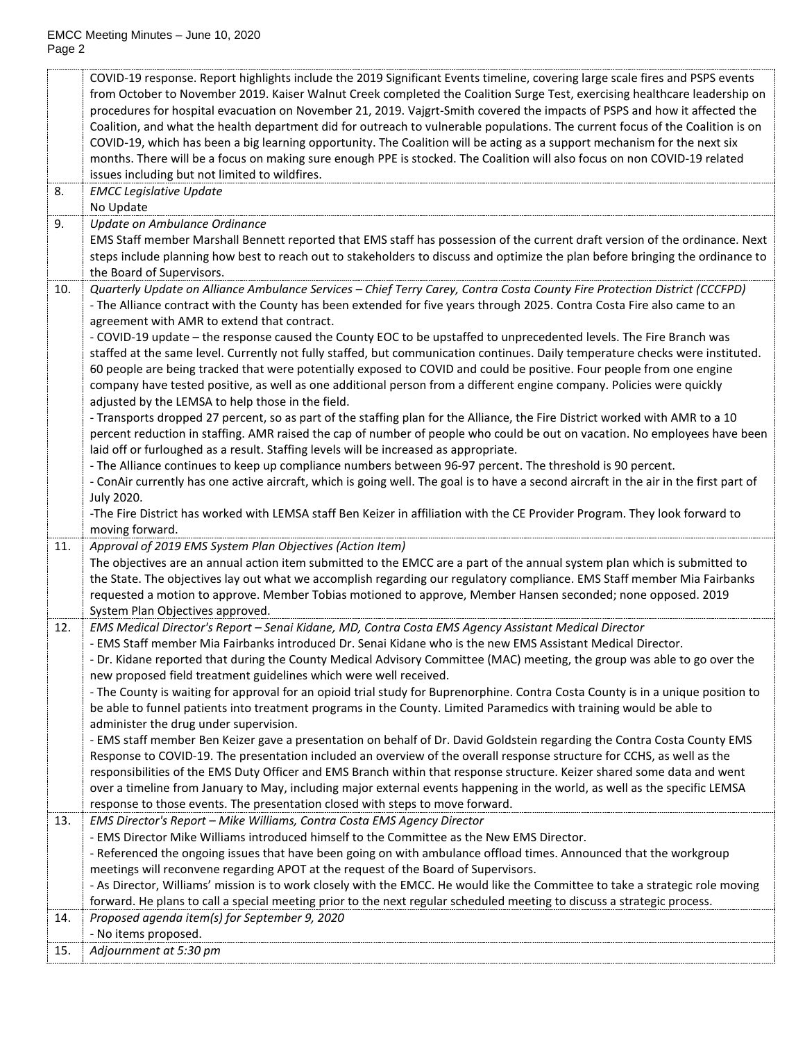| | |
|---|---|
| | COVID-19 response. Report highlights include the 2019 Significant Events timeline, covering large scale fires and PSPS events from October to November 2019. Kaiser Walnut Creek completed the Coalition Surge Test, exercising healthcare leadership on procedures for hospital evacuation on November 21, 2019. Vajgrt-Smith covered the impacts of PSPS and how it affected the Coalition, and what the health department did for outreach to vulnerable populations. The current focus of the Coalition is on COVID-19, which has been a big learning opportunity. The Coalition will be acting as a support mechanism for the next six months. There will be a focus on making sure enough PPE is stocked. The Coalition will also focus on non COVID-19 related issues including but not limited to wildfires. |
| 8. | *EMCC Legislative Update*<br>No Update |
| 9. | *Update on Ambulance Ordinance*<br>EMS Staff member Marshall Bennett reported that EMS staff has possession of the current draft version of the ordinance. Next steps include planning how best to reach out to stakeholders to discuss and optimize the plan before bringing the ordinance to the Board of Supervisors. |
| 10. | *Quarterly Update on Alliance Ambulance Services – Chief Terry Carey, Contra Costa County Fire Protection District (CCCFPD)*<br>- The Alliance contract with the County has been extended for five years through 2025. Contra Costa Fire also came to an agreement with AMR to extend that contract.<br>- COVID-19 update – the response caused the County EOC to be upstaffed to unprecedented levels. The Fire Branch was staffed at the same level. Currently not fully staffed, but communication continues. Daily temperature checks were instituted. 60 people are being tracked that were potentially exposed to COVID and could be positive. Four people from one engine company have tested positive, as well as one additional person from a different engine company. Policies were quickly adjusted by the LEMSA to help those in the field.<br>- Transports dropped 27 percent, so as part of the staffing plan for the Alliance, the Fire District worked with AMR to a 10 percent reduction in staffing. AMR raised the cap of number of people who could be out on vacation. No employees have been laid off or furloughed as a result. Staffing levels will be increased as appropriate.<br>- The Alliance continues to keep up compliance numbers between 96-97 percent. The threshold is 90 percent.<br>- ConAir currently has one active aircraft, which is going well. The goal is to have a second aircraft in the air in the first part of July 2020.<br>-The Fire District has worked with LEMSA staff Ben Keizer in affiliation with the CE Provider Program. They look forward to moving forward. |
| 11. | *Approval of 2019 EMS System Plan Objectives (Action Item)*<br>The objectives are an annual action item submitted to the EMCC are a part of the annual system plan which is submitted to the State. The objectives lay out what we accomplish regarding our regulatory compliance. EMS Staff member Mia Fairbanks requested a motion to approve. Member Tobias motioned to approve, Member Hansen seconded; none opposed. 2019 System Plan Objectives approved. |
| 12. | *EMS Medical Director's Report – Senai Kidane, MD, Contra Costa EMS Agency Assistant Medical Director*<br>- EMS Staff member Mia Fairbanks introduced Dr. Senai Kidane who is the new EMS Assistant Medical Director.<br>- Dr. Kidane reported that during the County Medical Advisory Committee (MAC) meeting, the group was able to go over the new proposed field treatment guidelines which were well received.<br>- The County is waiting for approval for an opioid trial study for Buprenorphine. Contra Costa County is in a unique position to be able to funnel patients into treatment programs in the County. Limited Paramedics with training would be able to administer the drug under supervision.<br>- EMS staff member Ben Keizer gave a presentation on behalf of Dr. David Goldstein regarding the Contra Costa County EMS Response to COVID-19. The presentation included an overview of the overall response structure for CCHS, as well as the responsibilities of the EMS Duty Officer and EMS Branch within that response structure. Keizer shared some data and went over a timeline from January to May, including major external events happening in the world, as well as the specific LEMSA response to those events. The presentation closed with steps to move forward. |
| 13. | *EMS Director's Report – Mike Williams, Contra Costa EMS Agency Director*<br>- EMS Director Mike Williams introduced himself to the Committee as the New EMS Director.<br>- Referenced the ongoing issues that have been going on with ambulance offload times. Announced that the workgroup meetings will reconvene regarding APOT at the request of the Board of Supervisors.<br>- As Director, Williams' mission is to work closely with the EMCC. He would like the Committee to take a strategic role moving forward. He plans to call a special meeting prior to the next regular scheduled meeting to discuss a strategic process. |
| 14. | *Proposed agenda item(s) for September 9, 2020*<br>- No items proposed. |
| 15. | *Adjournment at 5:30 pm* |